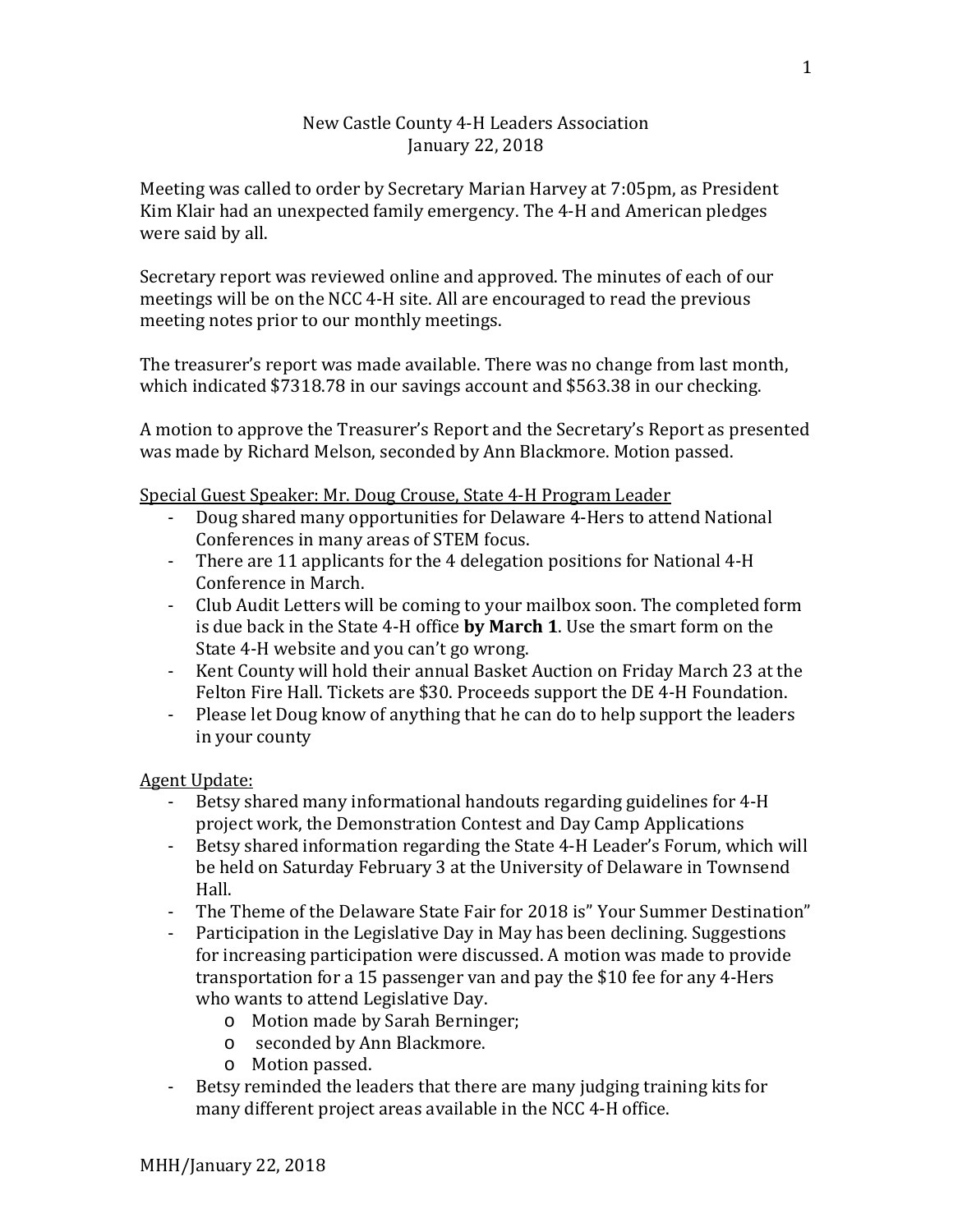New Castle County 4-H Leaders Association
January 22, 2018

Meeting was called to order by Secretary Marian Harvey at 7:05pm, as President Kim Klair had an unexpected family emergency. The 4-H and American pledges were said by all.

Secretary report was reviewed online and approved. The minutes of each of our meetings will be on the NCC 4-H site. All are encouraged to read the previous meeting notes prior to our monthly meetings.

The treasurer's report was made available. There was no change from last month, which indicated $7318.78 in our savings account and $563.38 in our checking.

A motion to approve the Treasurer's Report and the Secretary's Report as presented was made by Richard Melson, seconded by Ann Blackmore. Motion passed.

Special Guest Speaker: Mr. Doug Crouse, State 4-H Program Leader

- Doug shared many opportunities for Delaware 4-Hers to attend National Conferences in many areas of STEM focus.
- There are 11 applicants for the 4 delegation positions for National 4-H Conference in March.
- Club Audit Letters will be coming to your mailbox soon. The completed form is due back in the State 4-H office **by March 1**. Use the smart form on the State 4-H website and you can't go wrong.
- Kent County will hold their annual Basket Auction on Friday March 23 at the Felton Fire Hall. Tickets are $30. Proceeds support the DE 4-H Foundation.
- Please let Doug know of anything that he can do to help support the leaders in your county

Agent Update:

- Betsy shared many informational handouts regarding guidelines for 4-H project work, the Demonstration Contest and Day Camp Applications
- Betsy shared information regarding the State 4-H Leader's Forum, which will be held on Saturday February 3 at the University of Delaware in Townsend Hall.
- The Theme of the Delaware State Fair for 2018 is" Your Summer Destination"
- Participation in the Legislative Day in May has been declining. Suggestions for increasing participation were discussed. A motion was made to provide transportation for a 15 passenger van and pay the $10 fee for any 4-Hers who wants to attend Legislative Day.
    - Motion made by Sarah Berninger;
    - seconded by Ann Blackmore.
    - Motion passed.
- Betsy reminded the leaders that there are many judging training kits for many different project areas available in the NCC 4-H office.

MHH/January 22, 2018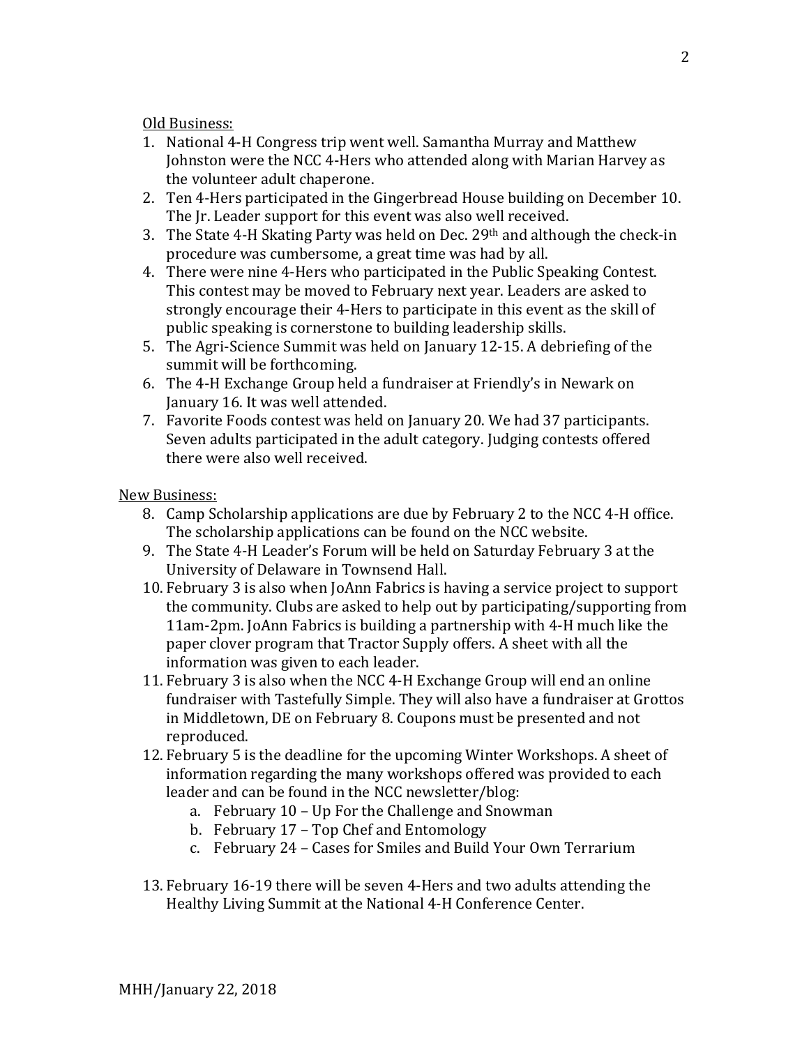Old Business:

1. National 4-H Congress trip went well. Samantha Murray and Matthew Johnston were the NCC 4-Hers who attended along with Marian Harvey as the volunteer adult chaperone.
2. Ten 4-Hers participated in the Gingerbread House building on December 10. The Jr. Leader support for this event was also well received.
3. The State 4-H Skating Party was held on Dec. 29th and although the check-in procedure was cumbersome, a great time was had by all.
4. There were nine 4-Hers who participated in the Public Speaking Contest. This contest may be moved to February next year. Leaders are asked to strongly encourage their 4-Hers to participate in this event as the skill of public speaking is cornerstone to building leadership skills.
5. The Agri-Science Summit was held on January 12-15. A debriefing of the summit will be forthcoming.
6. The 4-H Exchange Group held a fundraiser at Friendly's in Newark on January 16. It was well attended.
7. Favorite Foods contest was held on January 20. We had 37 participants. Seven adults participated in the adult category. Judging contests offered there were also well received.

New Business:

8. Camp Scholarship applications are due by February 2 to the NCC 4-H office. The scholarship applications can be found on the NCC website.
9. The State 4-H Leader's Forum will be held on Saturday February 3 at the University of Delaware in Townsend Hall.
10. February 3 is also when JoAnn Fabrics is having a service project to support the community. Clubs are asked to help out by participating/supporting from 11am-2pm. JoAnn Fabrics is building a partnership with 4-H much like the paper clover program that Tractor Supply offers. A sheet with all the information was given to each leader.
11. February 3 is also when the NCC 4-H Exchange Group will end an online fundraiser with Tastefully Simple. They will also have a fundraiser at Grottos in Middletown, DE on February 8. Coupons must be presented and not reproduced.
12. February 5 is the deadline for the upcoming Winter Workshops. A sheet of information regarding the many workshops offered was provided to each leader and can be found in the NCC newsletter/blog:
    a. February 10 – Up For the Challenge and Snowman
    b. February 17 – Top Chef and Entomology
    c. February 24 – Cases for Smiles and Build Your Own Terrarium
13. February 16-19 there will be seven 4-Hers and two adults attending the Healthy Living Summit at the National 4-H Conference Center.

MHH/January 22, 2018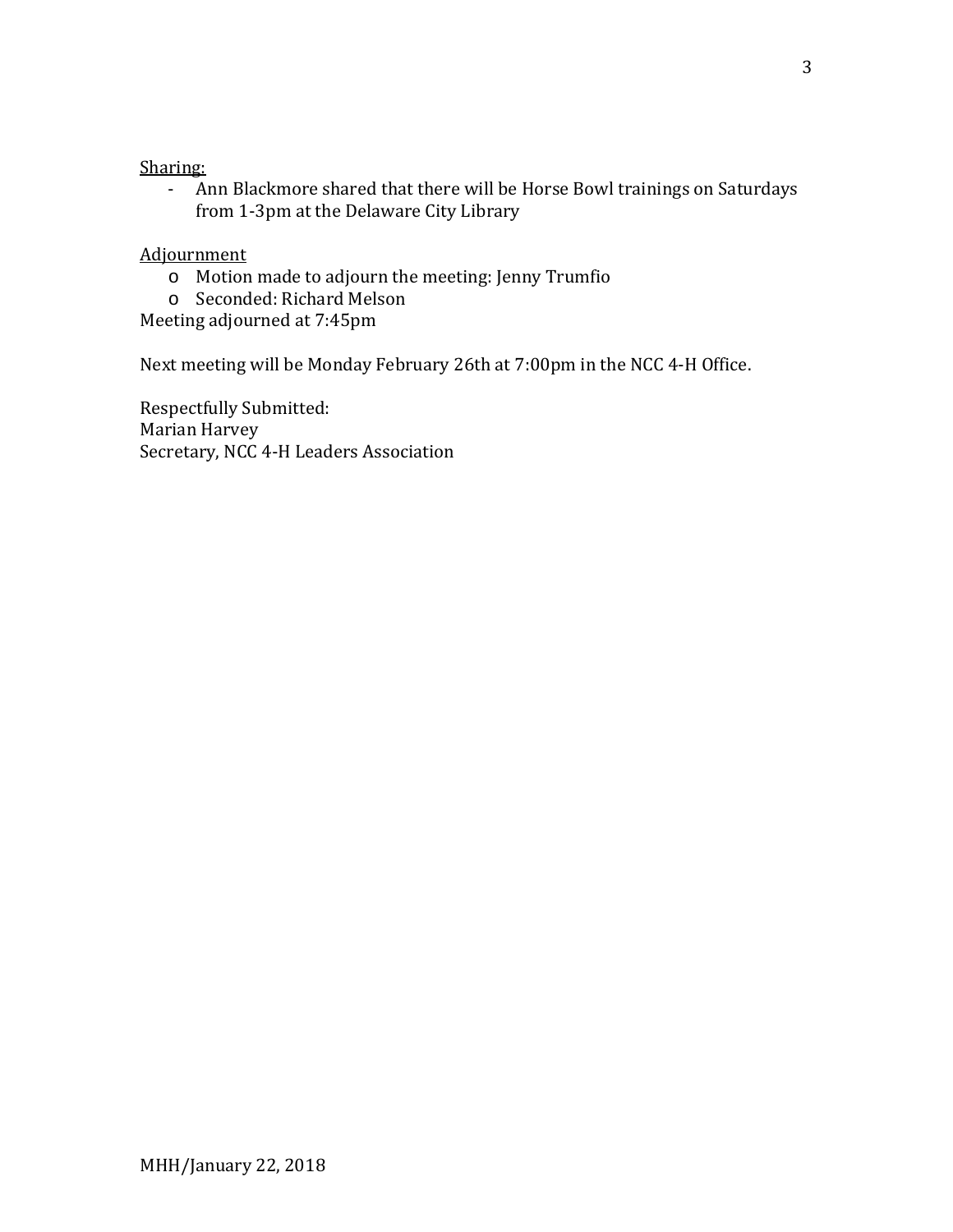Sharing:

- Ann Blackmore shared that there will be Horse Bowl trainings on Saturdays from 1-3pm at the Delaware City Library

Adjournment

- Motion made to adjourn the meeting: Jenny Trumfio
- Seconded: Richard Melson

Meeting adjourned at 7:45pm

Next meeting will be Monday February 26th at 7:00pm in the NCC 4-H Office.

Respectfully Submitted:
Marian Harvey
Secretary, NCC 4-H Leaders Association